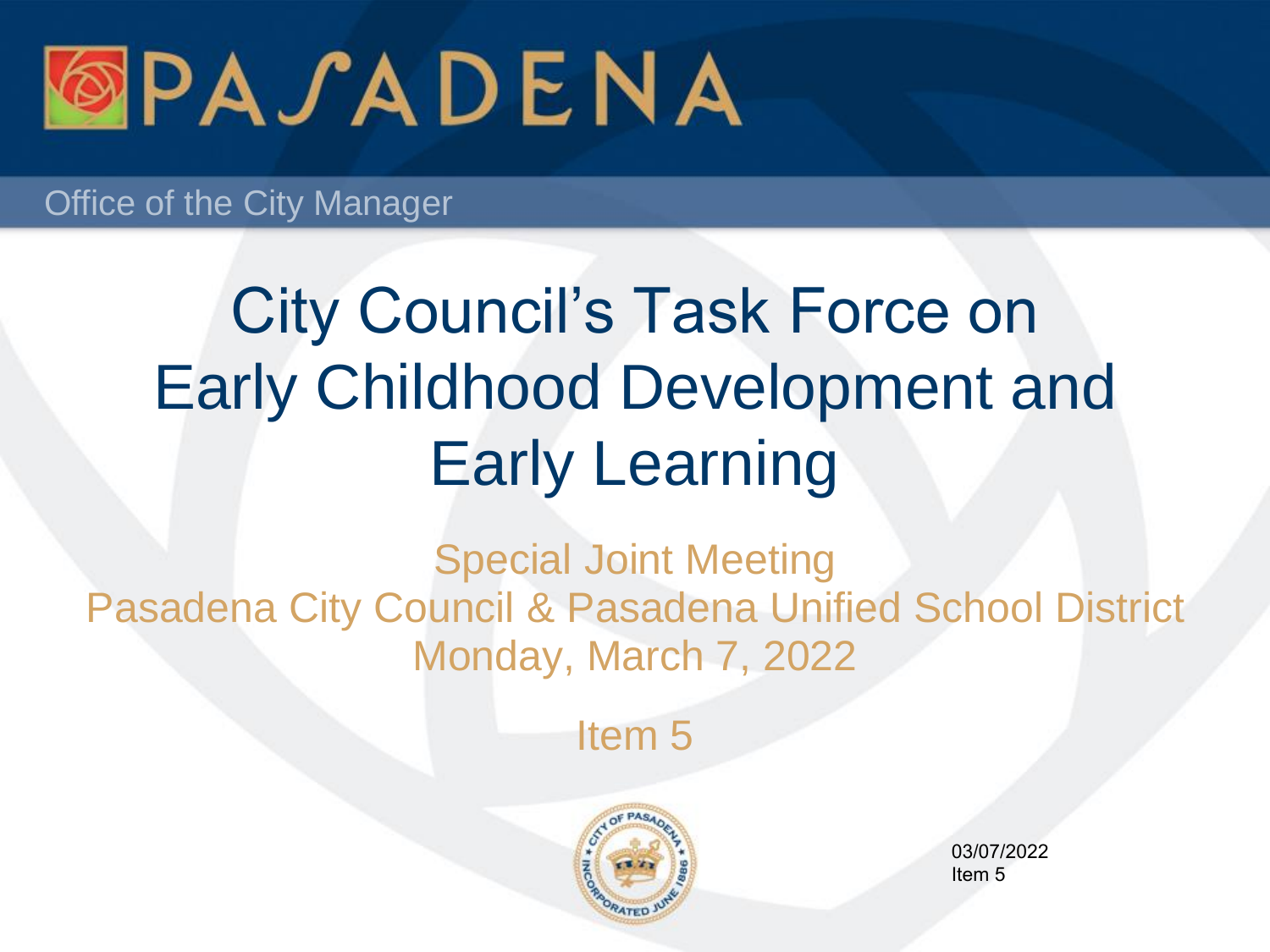PASADENA

Office of the City Manager

# City Council's Task Force on Early Childhood Development and Early Learning

Special Joint Meeting
Pasadena City Council & Pasadena Unified School District
Monday, March 7, 2022

Item 5

03/07/2022
Item 5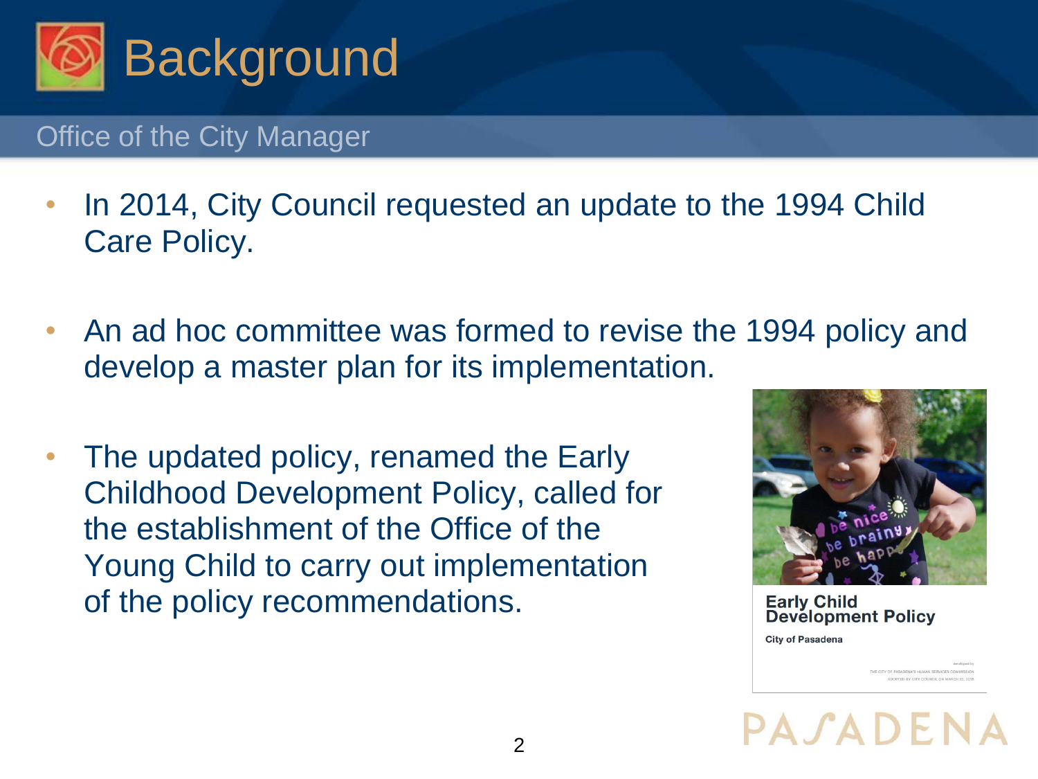# Background

Office of the City Manager

- In 2014, City Council requested an update to the 1994 Child Care Policy.
- An ad hoc committee was formed to revise the 1994 policy and develop a master plan for its implementation.
- The updated policy, renamed the Early Childhood Development Policy, called for the establishment of the Office of the Young Child to carry out implementation of the policy recommendations.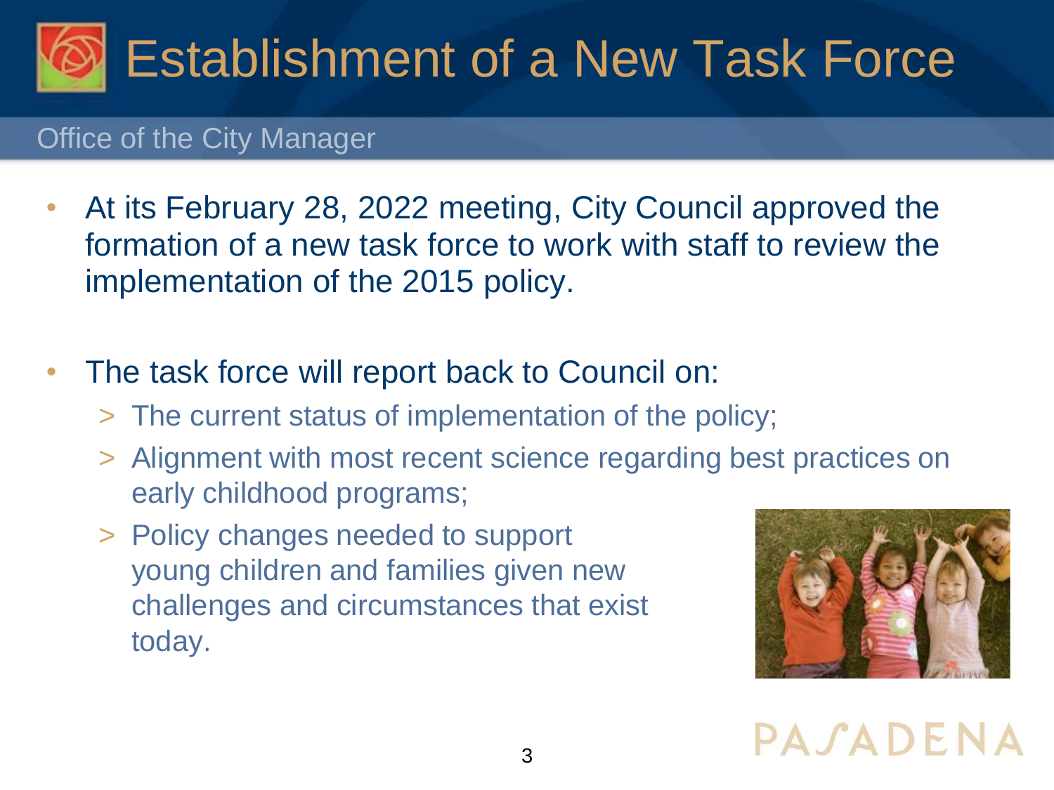# Establishment of a New Task Force

Office of the City Manager

- At its February 28, 2022 meeting, City Council approved the formation of a new task force to work with staff to review the implementation of the 2015 policy.

- The task force will report back to Council on:
  - The current status of implementation of the policy;
  - Alignment with most recent science regarding best practices on early childhood programs;
  - Policy changes needed to support young children and families given new challenges and circumstances that exist today.

PASADENA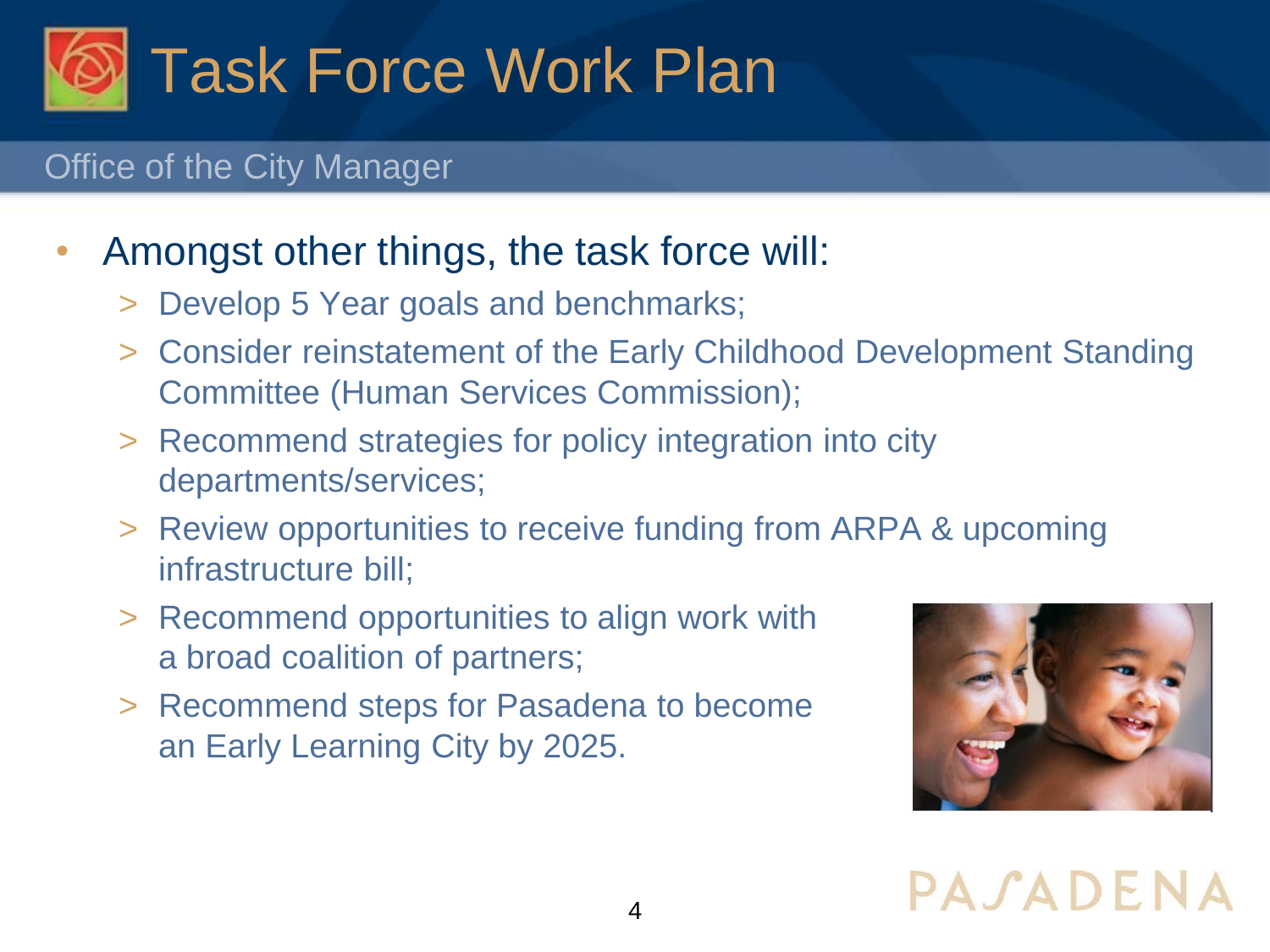# Task Force Work Plan

Office of the City Manager

- Amongst other things, the task force will:
  - Develop 5 Year goals and benchmarks;
  - Consider reinstatement of the Early Childhood Development Standing Committee (Human Services Commission);
  - Recommend strategies for policy integration into city departments/services;
  - Review opportunities to receive funding from ARPA & upcoming infrastructure bill;
  - Recommend opportunities to align work with a broad coalition of partners;
  - Recommend steps for Pasadena to become an Early Learning City by 2025.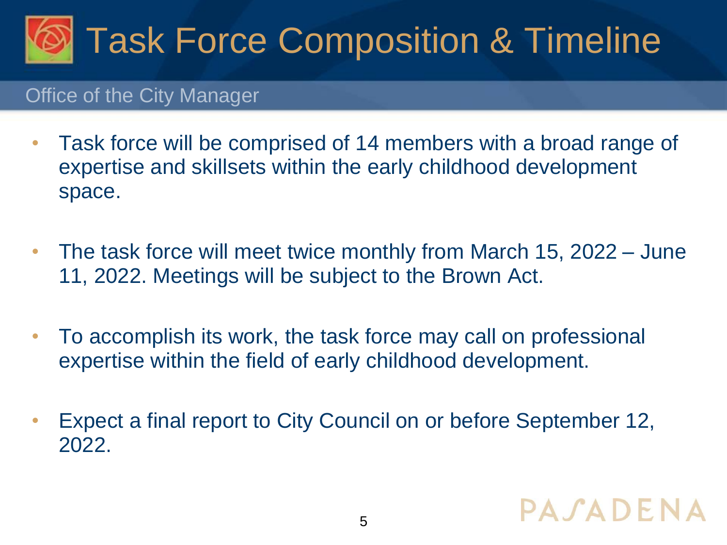# Task Force Composition & Timeline

Office of the City Manager

- Task force will be comprised of 14 members with a broad range of expertise and skillsets within the early childhood development space.
- The task force will meet twice monthly from March 15, 2022 – June 11, 2022. Meetings will be subject to the Brown Act.
- To accomplish its work, the task force may call on professional expertise within the field of early childhood development.
- Expect a final report to City Council on or before September 12, 2022.

PASADENA